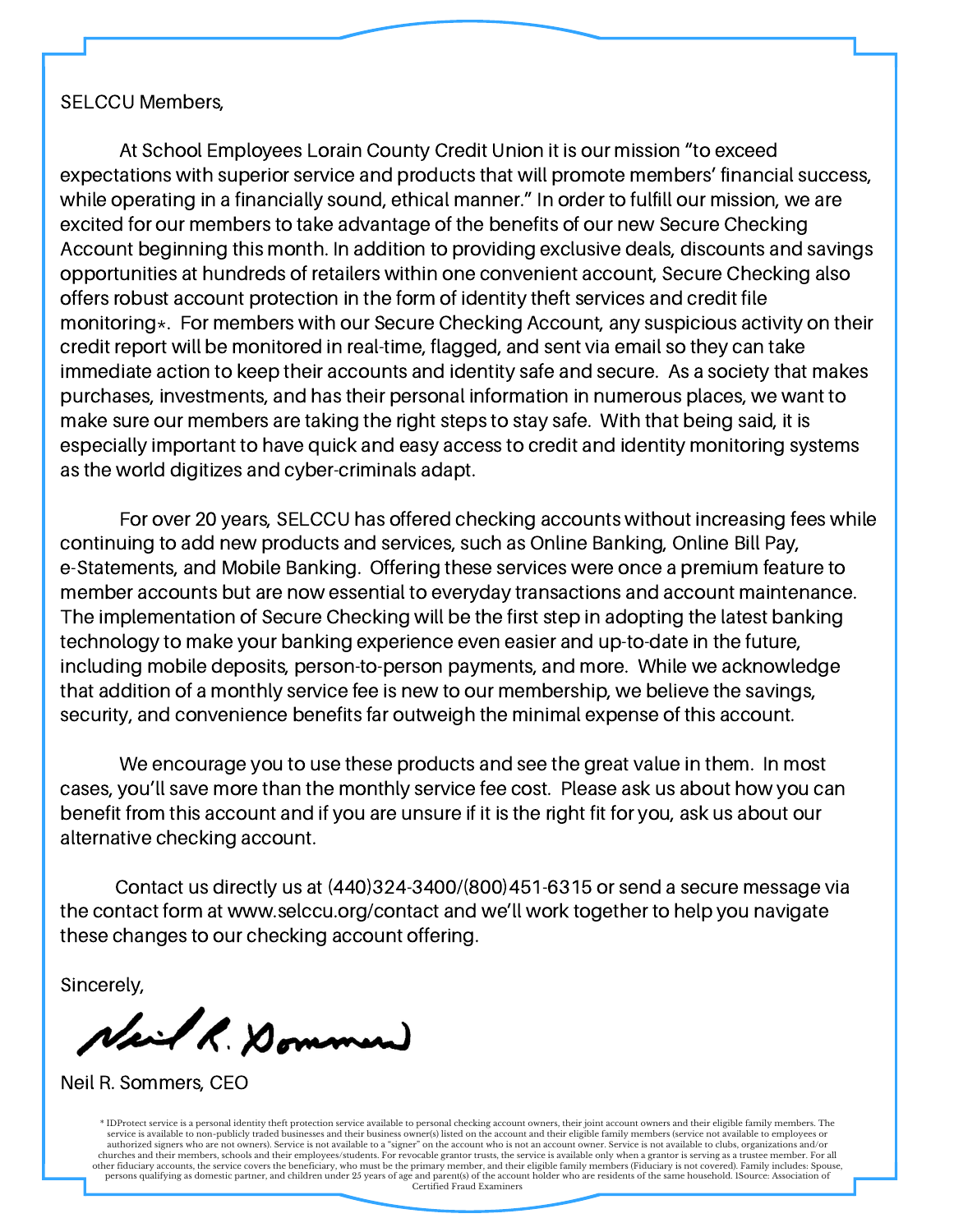SELCCU Members,

At School Employees Lorain County Credit Union it is our mission "to exceed expectations with superior service and products that will promote members' financial success, while operating in a financially sound, ethical manner." In order to fulfill our mission, we are excited for our members to take advantage of the benefits of our new Secure Checking Account beginning this month. In addition to providing exclusive deals, discounts and savings opportunities at hundreds of retailers within one convenient account, Secure Checking also offers robust account protection in the form of identity theft services and credit file monitoring*. For members with our Secure Checking Account, any suspicious activity on their credit report will be monitored in real-time, flagged, and sent via email so they can take immediate action to keep their accounts and identity safe and secure. As a society that makes purchases, investments, and has their personal information in numerous places, we want to make sure our members are taking the right steps to stay safe. With that being said, it is especially important to have quick and easy access to credit and identity monitoring systems as the world digitizes and cyber-criminals adapt.

For over 20 years, SELCCU has offered checking accounts without increasing fees while continuing to add new products and services, such as Online Banking, Online Bill Pay, e-Statements, and Mobile Banking. Offering these services were once a premium feature to member accounts but are now essential to everyday transactions and account maintenance. The implementation of Secure Checking will be the first step in adopting the latest banking technology to make your banking experience even easier and up-to-date in the future, including mobile deposits, person-to-person payments, and more. While we acknowledge that addition of a monthly service fee is new to our membership, we believe the savings, security, and convenience benefits far outweigh the minimal expense of this account.

We encourage you to use these products and see the great value in them. In most cases, you'll save more than the monthly service fee cost. Please ask us about how you can benefit from this account and if you are unsure if it is the right fit for you, ask us about our alternative checking account.

Contact us directly us at (440)324-3400/(800)451-6315 or send a secure message via the contact form at www.selccu.org/contact and we'll work together to help you navigate these changes to our checking account offering.

Sincerely,

Neil R. Sommers

Neil R. Sommers, CEO

* IDProtect service is a personal identity theft protection service available to personal checking account owners, their joint account owners and their eligible family members. The service is available to non-publicly traded businesses and their business owner(s) listed on the account and their eligible family members (service not available to employees or authorized signers who are not owners). Service is not available to a "signer" on the account who is not an account owner. Service is not available to clubs, organizations and/or churches and their members, schools and their employees/students. For revocable grantor trusts, the service is available only when a grantor is serving as a trustee member. For all other fiduciary accounts, the service covers the beneficiary, who must be the primary member, and their eligible family members (Fiduciary is not covered). Family includes: Spouse, persons qualifying as domestic partner, and children under 25 years of age and parent(s) of the account holder who are residents of the same household. 1Source: Association of Certified Fraud Examiners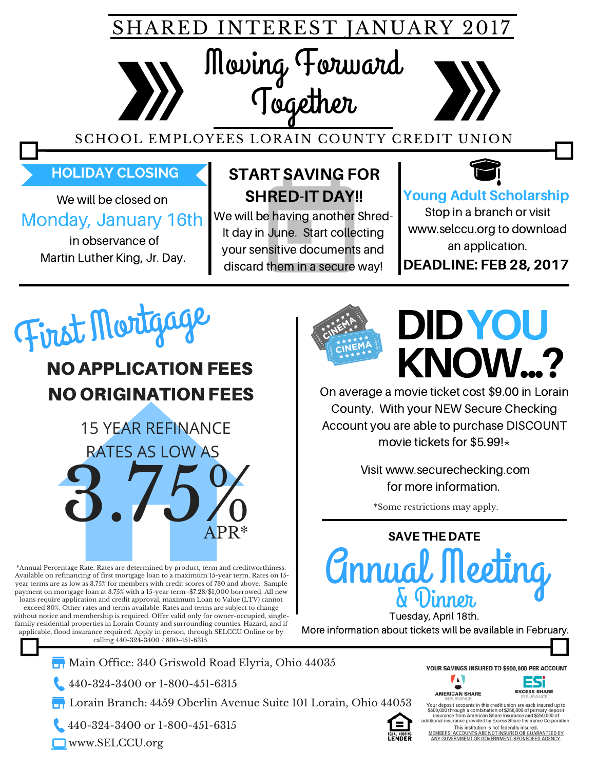# SHARED INTEREST JANUARY 2017

# Moving Forward Together

SCHOOL EMPLOYEES LORAIN COUNTY CREDIT UNION

## HOLIDAY CLOSING

We will be closed on

**Monday, January 16th**

in observance of
Martin Luther King, Jr. Day.

## START SAVING FOR SHRED-IT DAY!!

We will be having another Shred-It day in June. Start collecting your sensitive documents and discard them in a secure way!

## Young Adult Scholarship

Stop in a branch or visit www.selccu.org to download an application.

**DEADLINE: FEB 28, 2017**

## First Mortgage

**NO APPLICATION FEES**

**NO ORIGINATION FEES**

15 YEAR REFINANCE RATES AS LOW AS

**3.75% APR***

*Annual Percentage Rate. Rates are determined by product, term and creditworthiness. Available on refinancing of first mortgage loan to a maximum 15-year term. Rates on 15-year terms are as low as 3.75% for members with credit scores of 730 and above. Sample payment on mortgage loan at 3.75% with a 15-year term=$7.28/$1,000 borrowed. All new loans require application and credit approval, maximum Loan to Value (LTV) cannot exceed 80%. Other rates and terms available. Rates and terms are subject to change without notice and membership is required. Offer valid only for owner-occupied, single-family residential properties in Lorain County and surrounding counties. Hazard, and if applicable, flood insurance required. Apply in person, through SELCCU Online or by calling 440-324-3400 / 800-451-6315.

## DID YOU KNOW...?

On average a movie ticket cost $9.00 in Lorain County. With your NEW Secure Checking Account you are able to purchase DISCOUNT movie tickets for $5.99!*

Visit www.securechecking.com for more information.

*Some restrictions may apply.

## SAVE THE DATE

## Annual Meeting & Dinner

Tuesday, April 18th.

More information about tickets will be available in February.

---

Main Office: 340 Griswold Road Elyria, Ohio 44035

440-324-3400 or 1-800-451-6315

Lorain Branch: 4459 Oberlin Avenue Suite 101 Lorain, Ohio 44053

440-324-3400 or 1-800-451-6315

www.SELCCU.org

EQUAL HOUSING LENDER

YOUR SAVINGS INSURED TO $500,000 PER ACCOUNT

AMERICAN SHARE INSURANCE | ESi EXCESS SHARE INSURANCE

Your deposit accounts in this credit union are each insured up to $500,000 through a combination of $250,000 of primary deposit insurance from American Share Insurance and $250,000 of additional insurance provided by Excess Share Insurance Corporation.
This institution is not federally insured.
MEMBERS' ACCOUNTS ARE NOT INSURED OR GUARANTEED BY ANY GOVERNMENT OR GOVERNMENT-SPONSORED AGENCY.